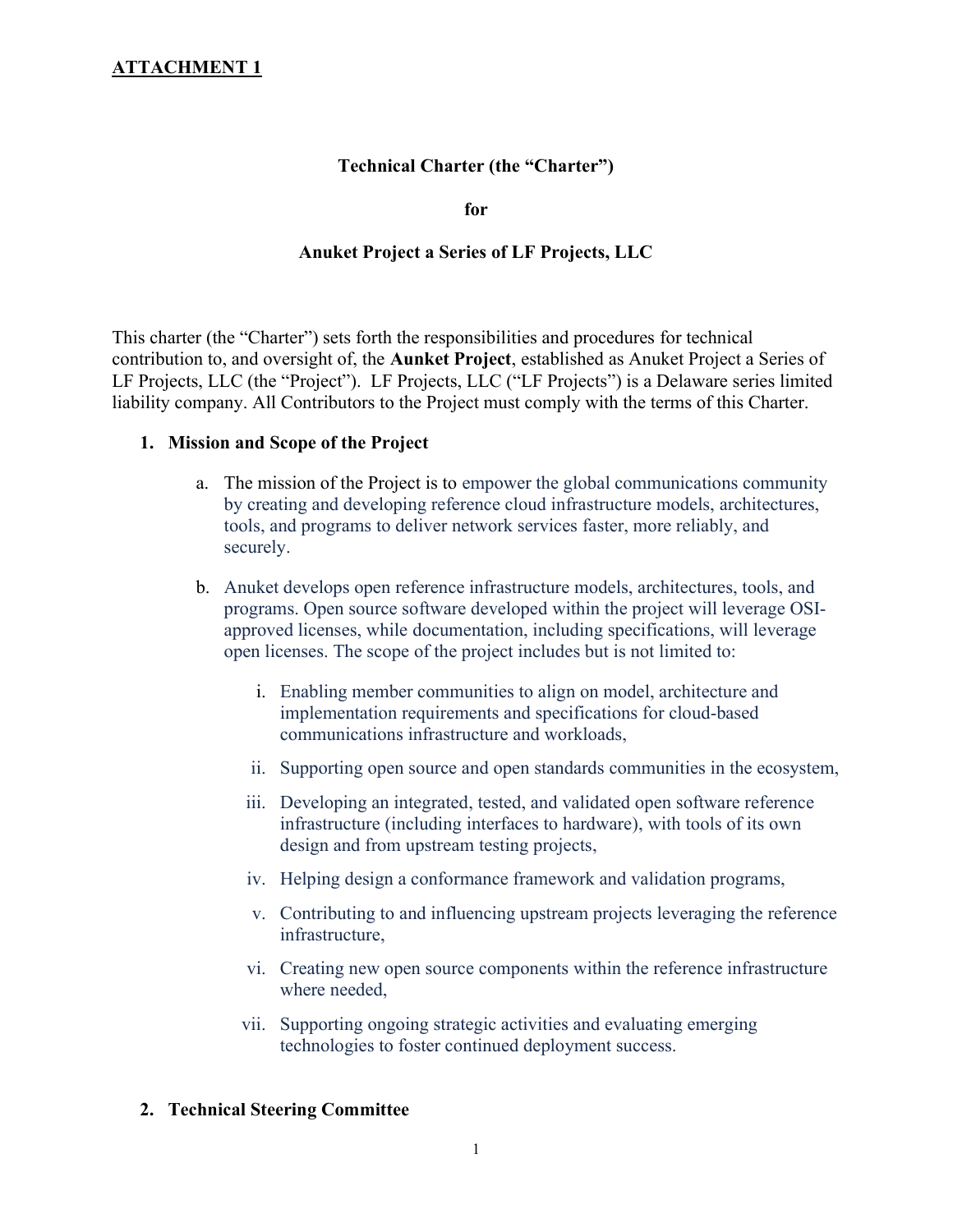**ATTACHMENT 1**

**Technical Charter (the "Charter")**

**for**

**Anuket Project a Series of LF Projects, LLC**

This charter (the "Charter") sets forth the responsibilities and procedures for technical contribution to, and oversight of, the **Aunket Project**, established as Anuket Project a Series of LF Projects, LLC (the "Project"). LF Projects, LLC ("LF Projects") is a Delaware series limited liability company. All Contributors to the Project must comply with the terms of this Charter.

1. **Mission and Scope of the Project**

   a. The mission of the Project is to empower the global communications community by creating and developing reference cloud infrastructure models, architectures, tools, and programs to deliver network services faster, more reliably, and securely.

   b. Anuket develops open reference infrastructure models, architectures, tools, and programs. Open source software developed within the project will leverage OSI-approved licenses, while documentation, including specifications, will leverage open licenses. The scope of the project includes but is not limited to:

      i. Enabling member communities to align on model, architecture and implementation requirements and specifications for cloud-based communications infrastructure and workloads,

      ii. Supporting open source and open standards communities in the ecosystem,

      iii. Developing an integrated, tested, and validated open software reference infrastructure (including interfaces to hardware), with tools of its own design and from upstream testing projects,

      iv. Helping design a conformance framework and validation programs,

      v. Contributing to and influencing upstream projects leveraging the reference infrastructure,

      vi. Creating new open source components within the reference infrastructure where needed,

      vii. Supporting ongoing strategic activities and evaluating emerging technologies to foster continued deployment success.

2. **Technical Steering Committee**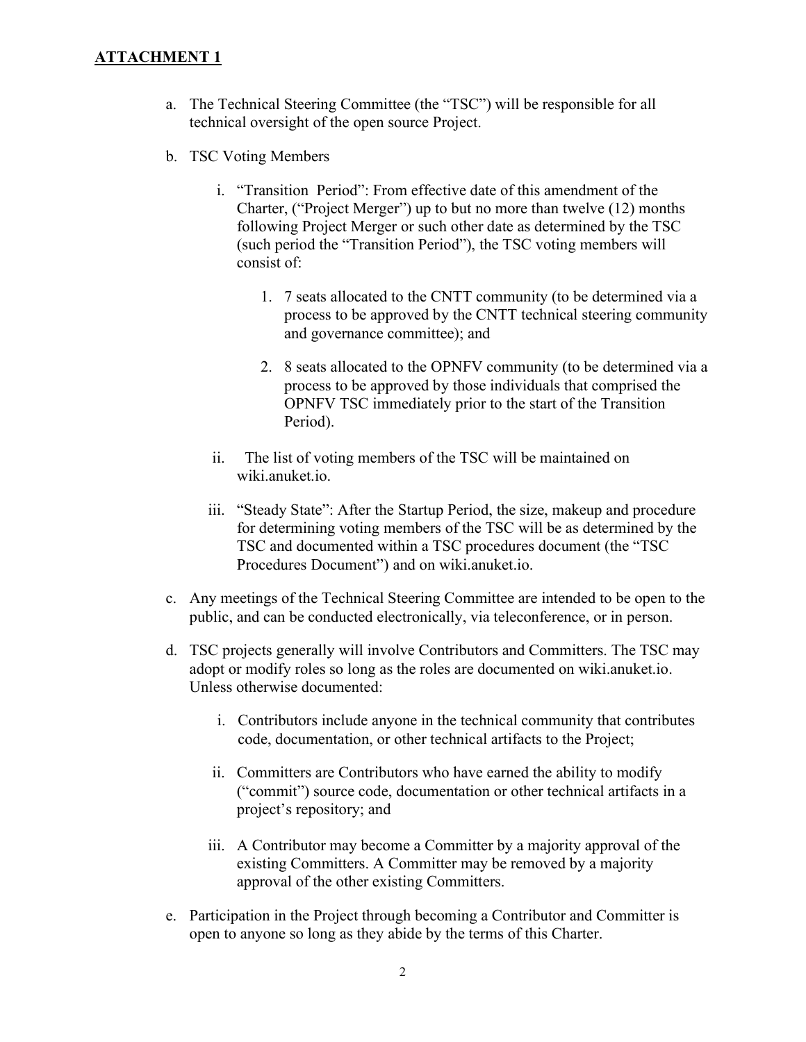**ATTACHMENT 1**

a. The Technical Steering Committee (the "TSC") will be responsible for all technical oversight of the open source Project.

b. TSC Voting Members

   i. "Transition Period": From effective date of this amendment of the Charter, ("Project Merger") up to but no more than twelve (12) months following Project Merger or such other date as determined by the TSC (such period the "Transition Period"), the TSC voting members will consist of:

      1. 7 seats allocated to the CNTT community (to be determined via a process to be approved by the CNTT technical steering community and governance committee); and

      2. 8 seats allocated to the OPNFV community (to be determined via a process to be approved by those individuals that comprised the OPNFV TSC immediately prior to the start of the Transition Period).

   ii. The list of voting members of the TSC will be maintained on wiki.anuket.io.

   iii. "Steady State": After the Startup Period, the size, makeup and procedure for determining voting members of the TSC will be as determined by the TSC and documented within a TSC procedures document (the "TSC Procedures Document") and on wiki.anuket.io.

c. Any meetings of the Technical Steering Committee are intended to be open to the public, and can be conducted electronically, via teleconference, or in person.

d. TSC projects generally will involve Contributors and Committers. The TSC may adopt or modify roles so long as the roles are documented on wiki.anuket.io. Unless otherwise documented:

   i. Contributors include anyone in the technical community that contributes code, documentation, or other technical artifacts to the Project;

   ii. Committers are Contributors who have earned the ability to modify ("commit") source code, documentation or other technical artifacts in a project's repository; and

   iii. A Contributor may become a Committer by a majority approval of the existing Committers. A Committer may be removed by a majority approval of the other existing Committers.

e. Participation in the Project through becoming a Contributor and Committer is open to anyone so long as they abide by the terms of this Charter.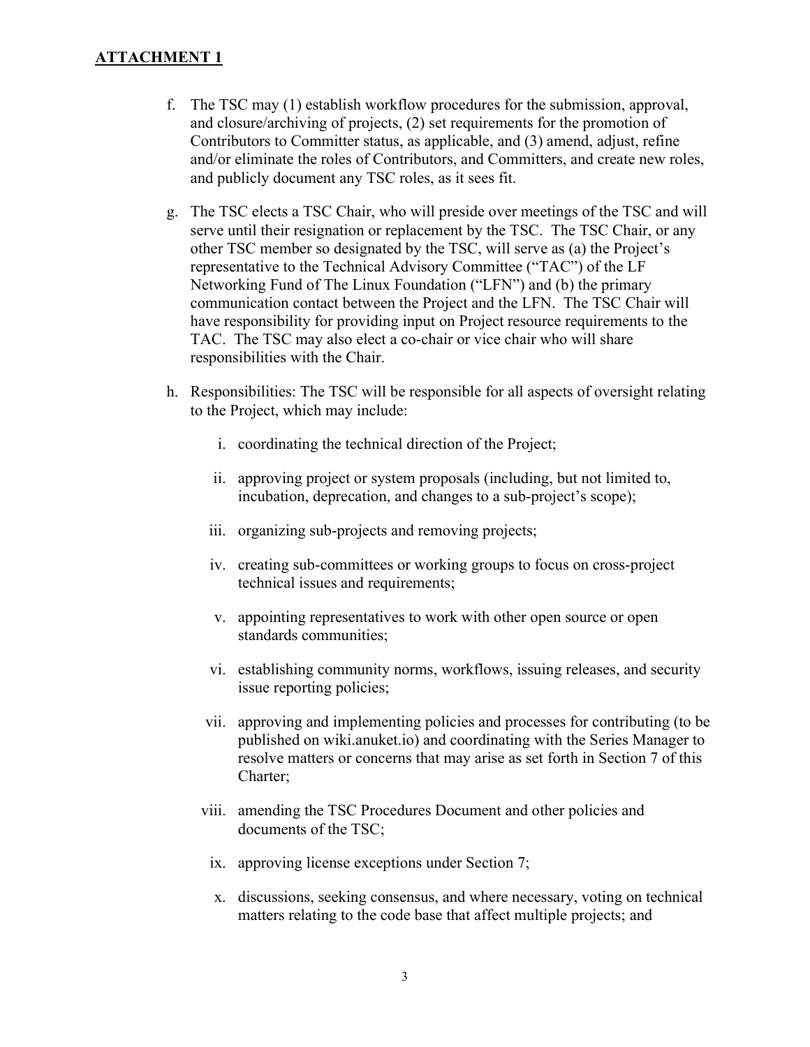**ATTACHMENT 1**

f. The TSC may (1) establish workflow procedures for the submission, approval, and closure/archiving of projects, (2) set requirements for the promotion of Contributors to Committer status, as applicable, and (3) amend, adjust, refine and/or eliminate the roles of Contributors, and Committers, and create new roles, and publicly document any TSC roles, as it sees fit.

g. The TSC elects a TSC Chair, who will preside over meetings of the TSC and will serve until their resignation or replacement by the TSC. The TSC Chair, or any other TSC member so designated by the TSC, will serve as (a) the Project's representative to the Technical Advisory Committee ("TAC") of the LF Networking Fund of The Linux Foundation ("LFN") and (b) the primary communication contact between the Project and the LFN. The TSC Chair will have responsibility for providing input on Project resource requirements to the TAC. The TSC may also elect a co-chair or vice chair who will share responsibilities with the Chair.

h. Responsibilities: The TSC will be responsible for all aspects of oversight relating to the Project, which may include:

    i. coordinating the technical direction of the Project;

    ii. approving project or system proposals (including, but not limited to, incubation, deprecation, and changes to a sub-project's scope);

    iii. organizing sub-projects and removing projects;

    iv. creating sub-committees or working groups to focus on cross-project technical issues and requirements;

    v. appointing representatives to work with other open source or open standards communities;

    vi. establishing community norms, workflows, issuing releases, and security issue reporting policies;

    vii. approving and implementing policies and processes for contributing (to be published on wiki.anuket.io) and coordinating with the Series Manager to resolve matters or concerns that may arise as set forth in Section 7 of this Charter;

    viii. amending the TSC Procedures Document and other policies and documents of the TSC;

    ix. approving license exceptions under Section 7;

    x. discussions, seeking consensus, and where necessary, voting on technical matters relating to the code base that affect multiple projects; and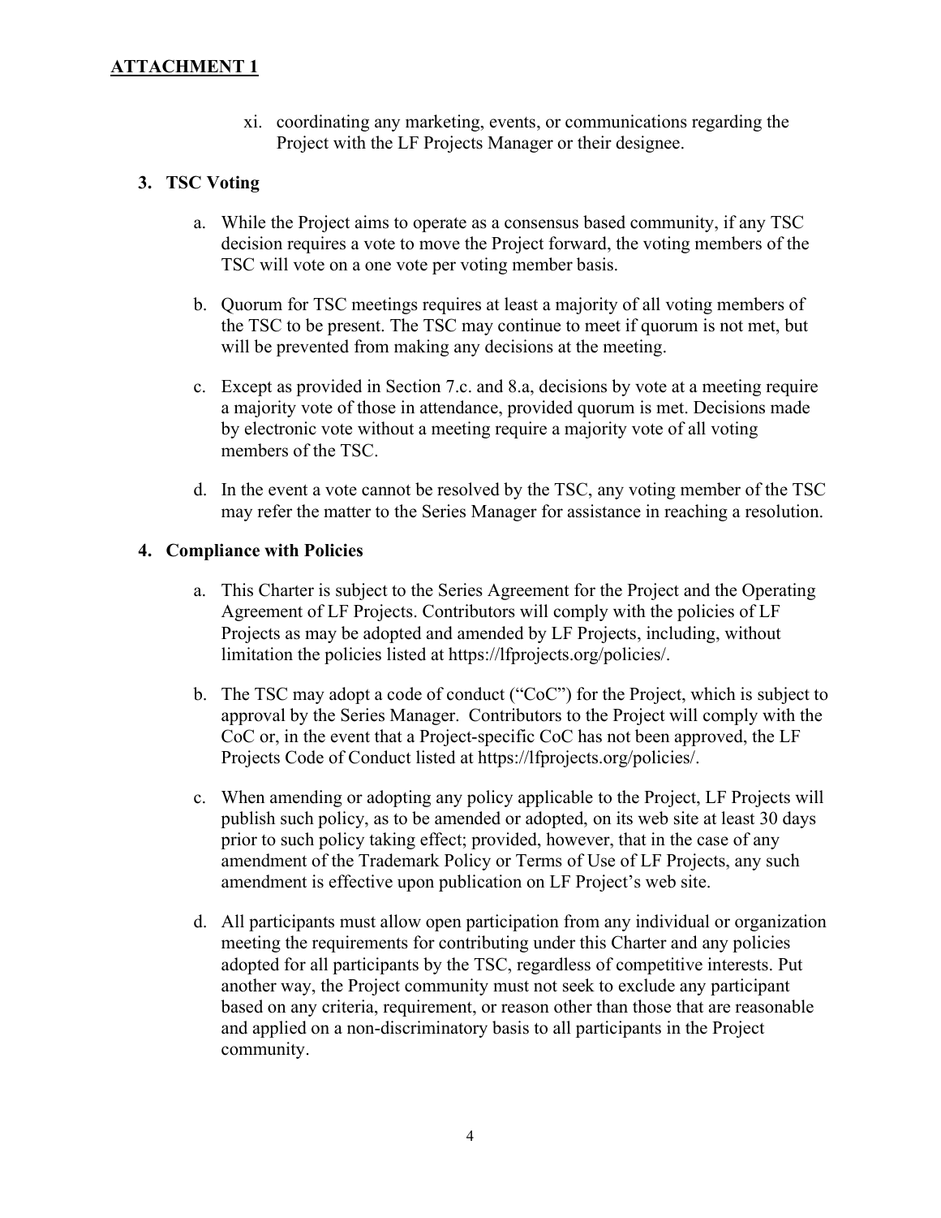## ATTACHMENT 1

xi. coordinating any marketing, events, or communications regarding the Project with the LF Projects Manager or their designee.

### 3. TSC Voting

a. While the Project aims to operate as a consensus based community, if any TSC decision requires a vote to move the Project forward, the voting members of the TSC will vote on a one vote per voting member basis.

b. Quorum for TSC meetings requires at least a majority of all voting members of the TSC to be present. The TSC may continue to meet if quorum is not met, but will be prevented from making any decisions at the meeting.

c. Except as provided in Section 7.c. and 8.a, decisions by vote at a meeting require a majority vote of those in attendance, provided quorum is met. Decisions made by electronic vote without a meeting require a majority vote of all voting members of the TSC.

d. In the event a vote cannot be resolved by the TSC, any voting member of the TSC may refer the matter to the Series Manager for assistance in reaching a resolution.

### 4. Compliance with Policies

a. This Charter is subject to the Series Agreement for the Project and the Operating Agreement of LF Projects. Contributors will comply with the policies of LF Projects as may be adopted and amended by LF Projects, including, without limitation the policies listed at https://lfprojects.org/policies/.

b. The TSC may adopt a code of conduct ("CoC") for the Project, which is subject to approval by the Series Manager. Contributors to the Project will comply with the CoC or, in the event that a Project-specific CoC has not been approved, the LF Projects Code of Conduct listed at https://lfprojects.org/policies/.

c. When amending or adopting any policy applicable to the Project, LF Projects will publish such policy, as to be amended or adopted, on its web site at least 30 days prior to such policy taking effect; provided, however, that in the case of any amendment of the Trademark Policy or Terms of Use of LF Projects, any such amendment is effective upon publication on LF Project's web site.

d. All participants must allow open participation from any individual or organization meeting the requirements for contributing under this Charter and any policies adopted for all participants by the TSC, regardless of competitive interests. Put another way, the Project community must not seek to exclude any participant based on any criteria, requirement, or reason other than those that are reasonable and applied on a non-discriminatory basis to all participants in the Project community.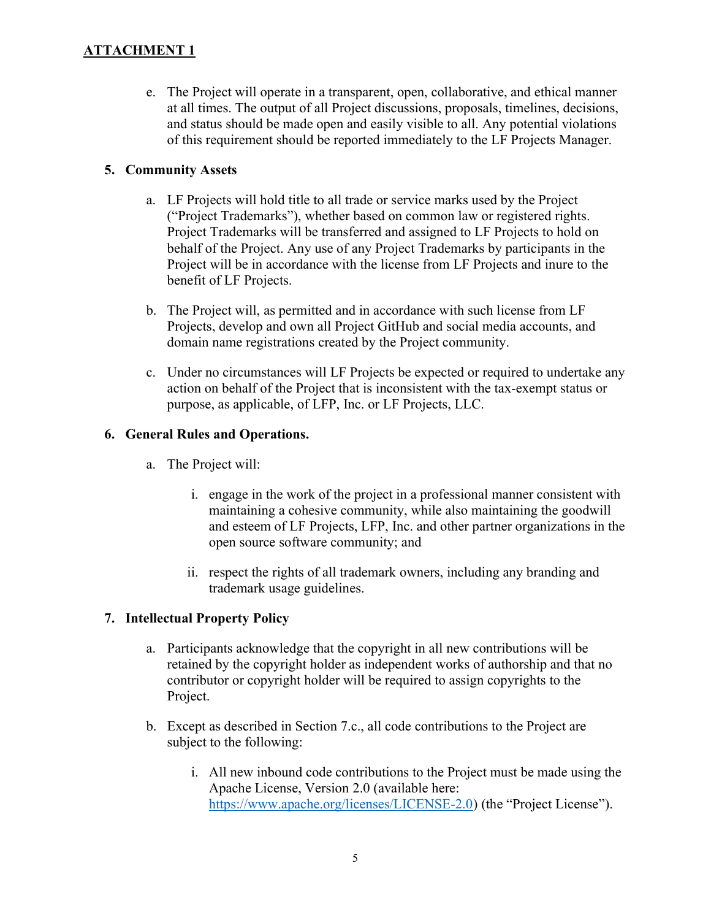**ATTACHMENT 1**

e. The Project will operate in a transparent, open, collaborative, and ethical manner at all times. The output of all Project discussions, proposals, timelines, decisions, and status should be made open and easily visible to all. Any potential violations of this requirement should be reported immediately to the LF Projects Manager.

**5. Community Assets**

a. LF Projects will hold title to all trade or service marks used by the Project ("Project Trademarks"), whether based on common law or registered rights. Project Trademarks will be transferred and assigned to LF Projects to hold on behalf of the Project. Any use of any Project Trademarks by participants in the Project will be in accordance with the license from LF Projects and inure to the benefit of LF Projects.

b. The Project will, as permitted and in accordance with such license from LF Projects, develop and own all Project GitHub and social media accounts, and domain name registrations created by the Project community.

c. Under no circumstances will LF Projects be expected or required to undertake any action on behalf of the Project that is inconsistent with the tax-exempt status or purpose, as applicable, of LFP, Inc. or LF Projects, LLC.

**6. General Rules and Operations.**

a. The Project will:

i. engage in the work of the project in a professional manner consistent with maintaining a cohesive community, while also maintaining the goodwill and esteem of LF Projects, LFP, Inc. and other partner organizations in the open source software community; and

ii. respect the rights of all trademark owners, including any branding and trademark usage guidelines.

**7. Intellectual Property Policy**

a. Participants acknowledge that the copyright in all new contributions will be retained by the copyright holder as independent works of authorship and that no contributor or copyright holder will be required to assign copyrights to the Project.

b. Except as described in Section 7.c., all code contributions to the Project are subject to the following:

i. All new inbound code contributions to the Project must be made using the Apache License, Version 2.0 (available here: https://www.apache.org/licenses/LICENSE-2.0) (the "Project License").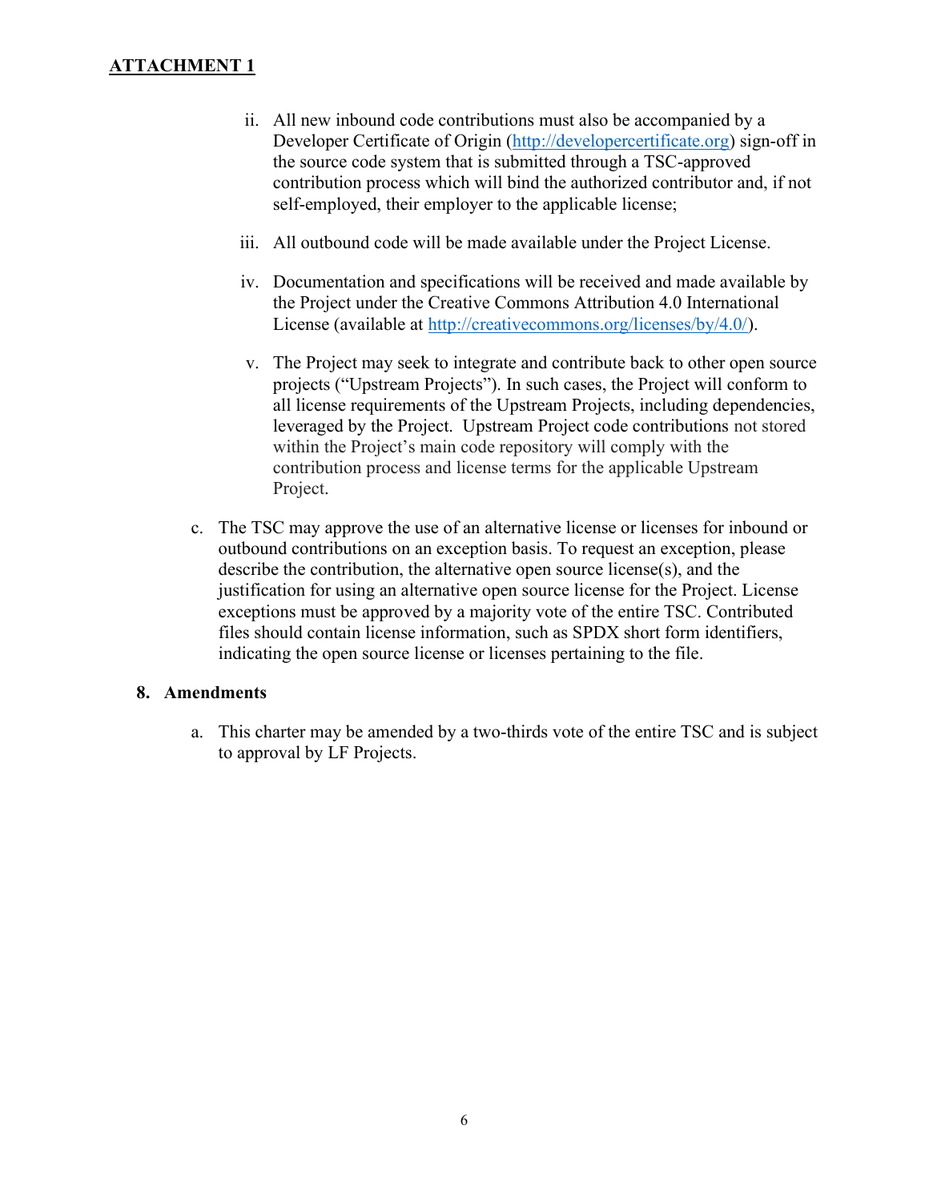**ATTACHMENT 1**

ii. All new inbound code contributions must also be accompanied by a Developer Certificate of Origin (http://developercertificate.org) sign-off in the source code system that is submitted through a TSC-approved contribution process which will bind the authorized contributor and, if not self-employed, their employer to the applicable license;

iii. All outbound code will be made available under the Project License.

iv. Documentation and specifications will be received and made available by the Project under the Creative Commons Attribution 4.0 International License (available at http://creativecommons.org/licenses/by/4.0/).

v. The Project may seek to integrate and contribute back to other open source projects ("Upstream Projects"). In such cases, the Project will conform to all license requirements of the Upstream Projects, including dependencies, leveraged by the Project. Upstream Project code contributions not stored within the Project's main code repository will comply with the contribution process and license terms for the applicable Upstream Project.

c. The TSC may approve the use of an alternative license or licenses for inbound or outbound contributions on an exception basis. To request an exception, please describe the contribution, the alternative open source license(s), and the justification for using an alternative open source license for the Project. License exceptions must be approved by a majority vote of the entire TSC. Contributed files should contain license information, such as SPDX short form identifiers, indicating the open source license or licenses pertaining to the file.

**8. Amendments**

a. This charter may be amended by a two-thirds vote of the entire TSC and is subject to approval by LF Projects.